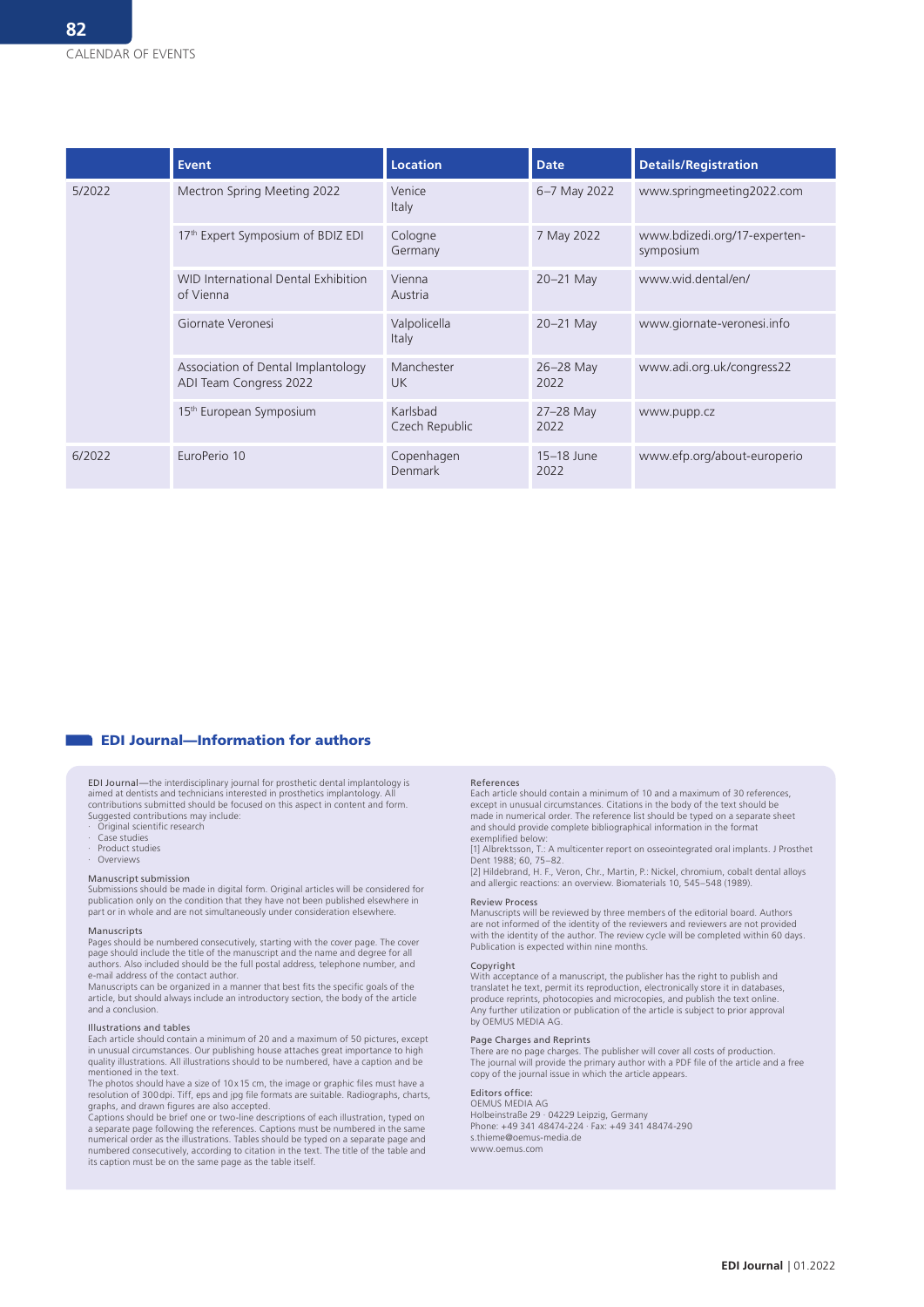# CALENDAR OF EVENTS

| | Event | Location | Date | Details/Registration |
|---|---|---|---|---|
| 5/2022 | Mectron Spring Meeting 2022 | Venice Italy | 6–7 May 2022 | www.springmeeting2022.com |
| | 17th Expert Symposium of BDIZ EDI | Cologne Germany | 7 May 2022 | www.bdizedi.org/17-experten-symposium |
| | WID International Dental Exhibition of Vienna | Vienna Austria | 20–21 May | www.wid.dental/en/ |
| | Giornate Veronesi | Valpolicella Italy | 20–21 May | www.giornate-veronesi.info |
| | Association of Dental Implantology ADI Team Congress 2022 | Manchester UK | 26–28 May 2022 | www.adi.org.uk/congress22 |
| | 15th European Symposium | Karlsbad Czech Republic | 27–28 May 2022 | www.pupp.cz |
| 6/2022 | EuroPerio 10 | Copenhagen Denmark | 15–18 June 2022 | www.efp.org/about-europerio |

## EDI Journal—Information for authors

EDI Journal—the interdisciplinary journal for prosthetic dental implantology is aimed at dentists and technicians interested in prosthetics implantology. All contributions submitted should be focused on this aspect in content and form. Suggested contributions may include:

- Original scientific research
- Case studies
- Product studies
- Overviews

**Manuscript submission**
Submissions should be made in digital form. Original articles will be considered for publication only on the condition that they have not been published elsewhere in part or in whole and are not simultaneously under consideration elsewhere.

**Manuscripts**
Pages should be numbered consecutively, starting with the cover page. The cover page should include the title of the manuscript and the name and degree for all authors. Also included should be the full postal address, telephone number, and e-mail address of the contact author.
Manuscripts can be organized in a manner that best fits the specific goals of the article, but should always include an introductory section, the body of the article and a conclusion.

**Illustrations and tables**
Each article should contain a minimum of 20 and a maximum of 50 pictures, except in unusual circumstances. Our publishing house attaches great importance to high quality illustrations. All illustrations should to be numbered, have a caption and be mentioned in the text.
The photos should have a size of 10 x 15 cm, the image or graphic files must have a resolution of 300 dpi. Tiff, eps and jpg file formats are suitable. Radiographs, charts, graphs, and drawn figures are also accepted.
Captions should be brief one or two-line descriptions of each illustration, typed on a separate page following the references. Captions must be numbered in the same numerical order as the illustrations. Tables should be typed on a separate page and numbered consecutively, according to citation in the text. The title of the table and its caption must be on the same page as the table itself.

**References**
Each article should contain a minimum of 10 and a maximum of 30 references, except in unusual circumstances. Citations in the body of the text should be made in numerical order. The reference list should be typed on a separate sheet and should provide complete bibliographical information in the format exemplified below:
[1] Albrektsson, T.: A multicenter report on osseointegrated oral implants. J Prosthet Dent 1988; 60, 75–82.
[2] Hildebrand, H. F., Veron, Chr., Martin, P.: Nickel, chromium, cobalt dental alloys and allergic reactions: an overview. Biomaterials 10, 545–548 (1989).

**Review Process**
Manuscripts will be reviewed by three members of the editorial board. Authors are not informed of the identity of the reviewers and reviewers are not provided with the identity of the author. The review cycle will be completed within 60 days. Publication is expected within nine months.

**Copyright**
With acceptance of a manuscript, the publisher has the right to publish and translatet he text, permit its reproduction, electronically store it in databases, produce reprints, photocopies and microcopies, and publish the text online. Any further utilization or publication of the article is subject to prior approval by OEMUS MEDIA AG.

**Page Charges and Reprints**
There are no page charges. The publisher will cover all costs of production. The journal will provide the primary author with a PDF file of the article and a free copy of the journal issue in which the article appears.

**Editors office:**
OEMUS MEDIA AG
Holbeinstraße 29 · 04229 Leipzig, Germany
Phone: +49 341 48474-224 · Fax: +49 341 48474-290
s.thieme@oemus-media.de
www.oemus.com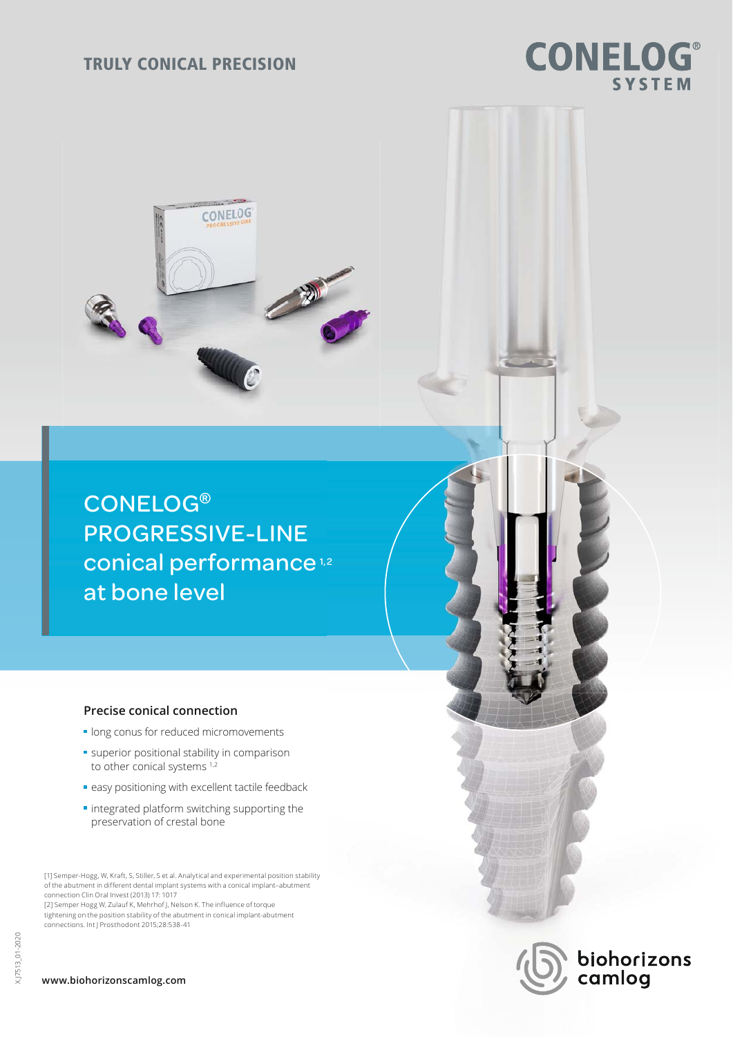## TRULY CONICAL PRECISION

**CONELOG® SYSTEM**

# CONELOG® PROGRESSIVE-LINE conical performance[1,2] at bone level

### Precise conical connection

- long conus for reduced micromovements
- superior positional stability in comparison to other conical systems [1,2]
- easy positioning with excellent tactile feedback
- integrated platform switching supporting the preservation of crestal bone

[1] Semper-Hogg, W, Kraft, S, Stiller, S et al. Analytical and experimental position stability of the abutment in different dental implant systems with a conical implant–abutment connection Clin Oral Invest (2013) 17: 1017
[2] Semper Hogg W, Zulauf K, Mehrhof J, Nelson K. The influence of torque tightening on the position stability of the abutment in conical implant-abutment connections. Int J Prosthodont 2015;28:538-41

X.J7513_01-2020

**www.biohorizonscamlog.com**

biohorizons camlog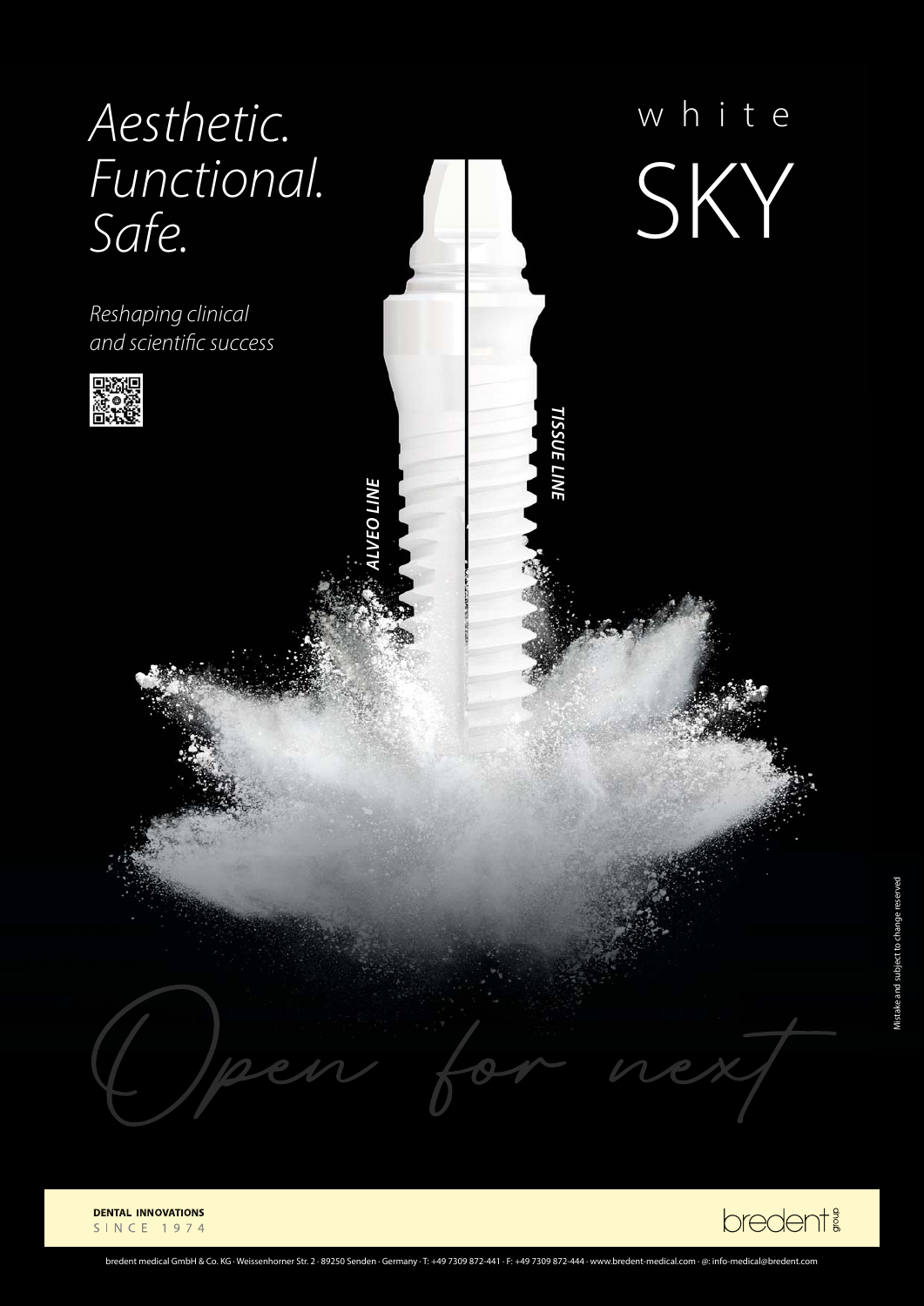*Aesthetic.*
*Functional.*
*Safe.*

*Reshaping clinical and scientific success*

white
SKY

**ALVEO LINE**

**TISSUE LINE**

Open for next

Mistake and subject to change reserved

**DENTAL INNOVATIONS**
SINCE 1974

bredent group

bredent medical GmbH & Co. KG · Weissenhorner Str. 2 · 89250 Senden · Germany · T: +49 7309 872-441 · F: +49 7309 872-444 · www.bredent-medical.com · @: info-medical@bredent.com